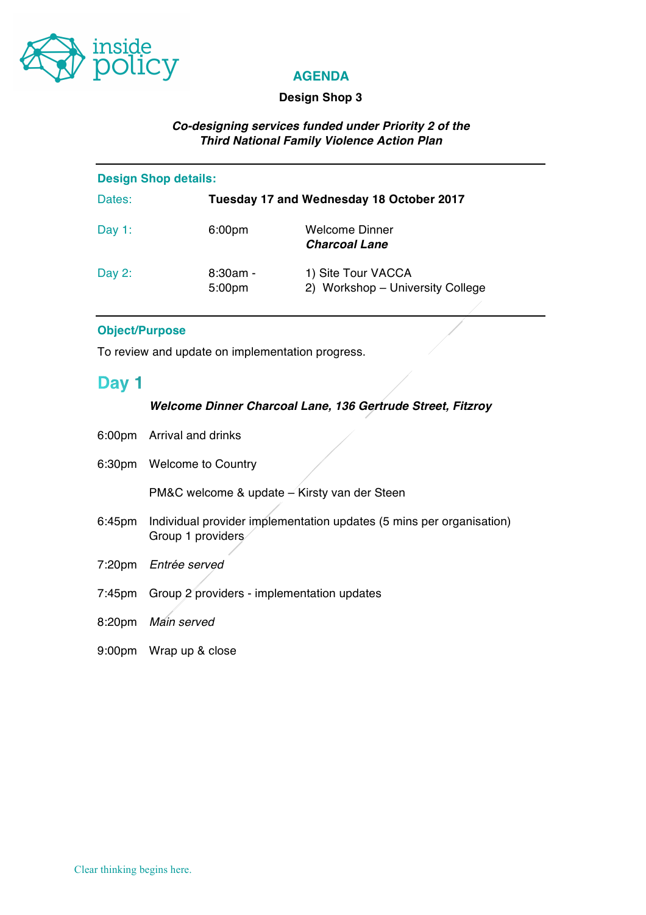inside policy

# AGENDA

**Design Shop 3**

***Co-designing services funded under Priority 2 of the Third National Family Violence Action Plan***

---

**Design Shop details:**

| | | |
|---|---|---|
| Dates: | **Tuesday 17 and Wednesday 18 October 2017** | |
| Day 1: | 6:00pm | Welcome Dinner ***Charcoal Lane*** |
| Day 2: | 8:30am - 5:00pm | 1) Site Tour VACCA<br>2) Workshop – University College |

---

**Object/Purpose**

To review and update on implementation progress.

## Day 1

***Welcome Dinner Charcoal Lane, 136 Gertrude Street, Fitzroy***

6:00pm Arrival and drinks

6:30pm Welcome to Country

PM&C welcome & update – Kirsty van der Steen

6:45pm Individual provider implementation updates (5 mins per organisation)
Group 1 providers

7:20pm *Entrée served*

7:45pm Group 2 providers - implementation updates

8:20pm *Main served*

9:00pm Wrap up & close

Clear thinking begins here.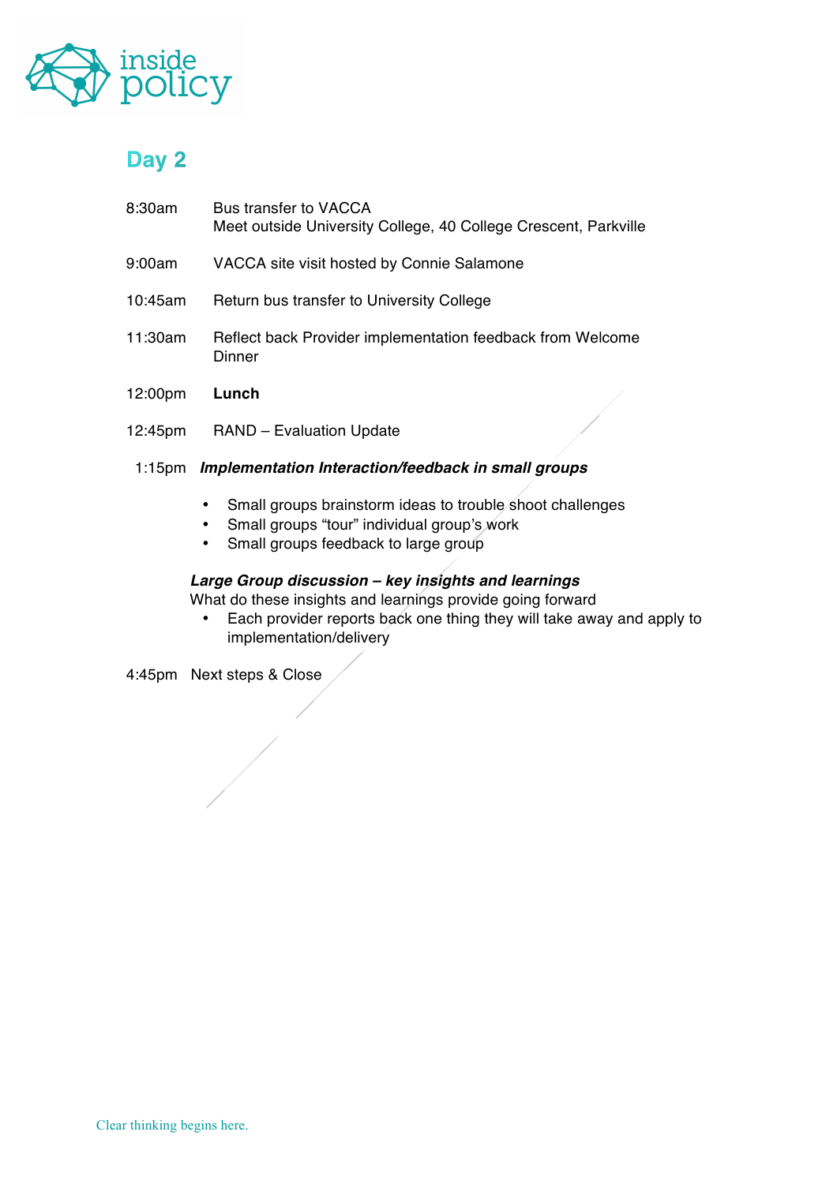inside policy

## Day 2

8:30am Bus transfer to VACCA
Meet outside University College, 40 College Crescent, Parkville

9:00am VACCA site visit hosted by Connie Salamone

10:45am Return bus transfer to University College

11:30am Reflect back Provider implementation feedback from Welcome Dinner

12:00pm **Lunch**

12:45pm RAND – Evaluation Update

1:15pm ***Implementation Interaction/feedback in small groups***

- Small groups brainstorm ideas to trouble shoot challenges
- Small groups "tour" individual group's work
- Small groups feedback to large group

***Large Group discussion – key insights and learnings***
What do these insights and learnings provide going forward

- Each provider reports back one thing they will take away and apply to implementation/delivery

4:45pm Next steps & Close

Clear thinking begins here.